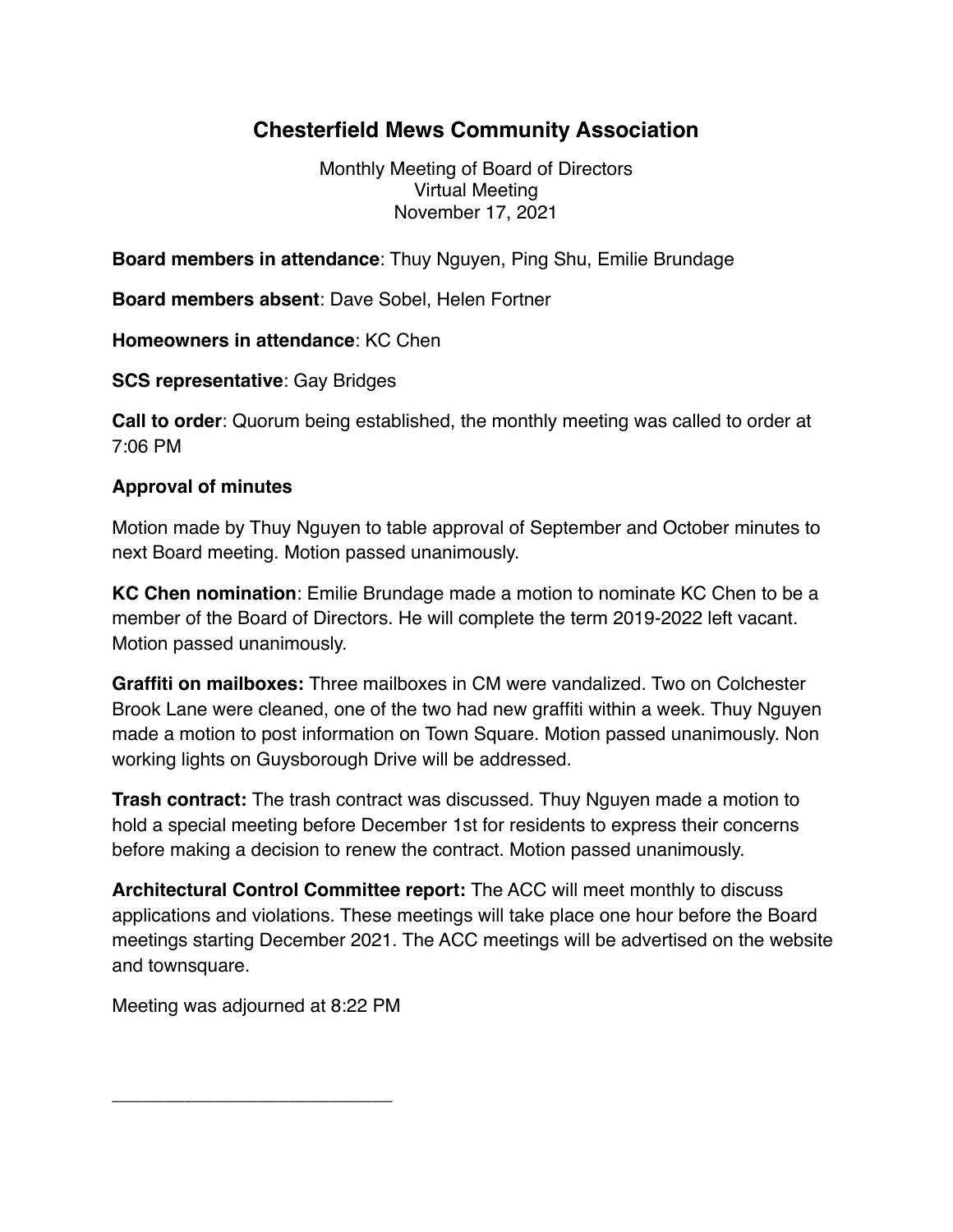# Chesterfield Mews Community Association

Monthly Meeting of Board of Directors
Virtual Meeting
November 17, 2021

**Board members in attendance**: Thuy Nguyen, Ping Shu, Emilie Brundage

**Board members absent**: Dave Sobel, Helen Fortner

**Homeowners in attendance**: KC Chen

**SCS representative**: Gay Bridges

**Call to order**: Quorum being established, the monthly meeting was called to order at 7:06 PM

**Approval of minutes**

Motion made by Thuy Nguyen to table approval of September and October minutes to next Board meeting. Motion passed unanimously.

**KC Chen nomination**: Emilie Brundage made a motion to nominate KC Chen to be a member of the Board of Directors. He will complete the term 2019-2022 left vacant. Motion passed unanimously.

**Graffiti on mailboxes:** Three mailboxes in CM were vandalized. Two on Colchester Brook Lane were cleaned, one of the two had new graffiti within a week. Thuy Nguyen made a motion to post information on Town Square. Motion passed unanimously. Non working lights on Guysborough Drive will be addressed.

**Trash contract:** The trash contract was discussed. Thuy Nguyen made a motion to hold a special meeting before December 1st for residents to express their concerns before making a decision to renew the contract. Motion passed unanimously.

**Architectural Control Committee report:** The ACC will meet monthly to discuss applications and violations. These meetings will take place one hour before the Board meetings starting December 2021. The ACC meetings will be advertised on the website and townsquare.

Meeting was adjourned at 8:22 PM

\_\_\_\_\_\_\_\_\_\_\_\_\_\_\_\_\_\_\_\_\_\_\_\_\_\_\_\_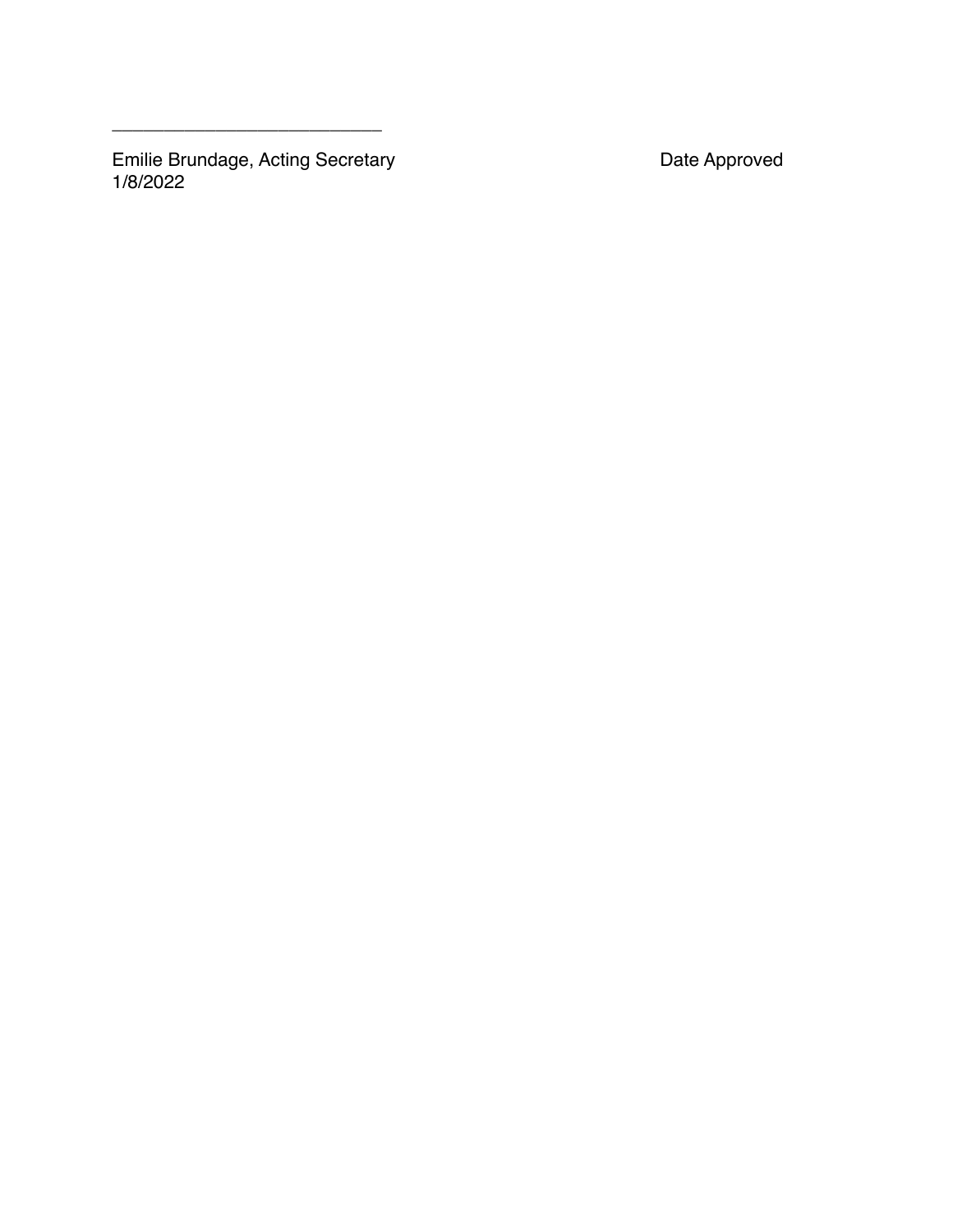\_\_\_\_\_\_\_\_\_\_\_\_\_\_\_\_\_\_\_\_\_\_\_\_\_\_\_\_

Emilie Brundage, Acting Secretary                                        Date Approved
1/8/2022